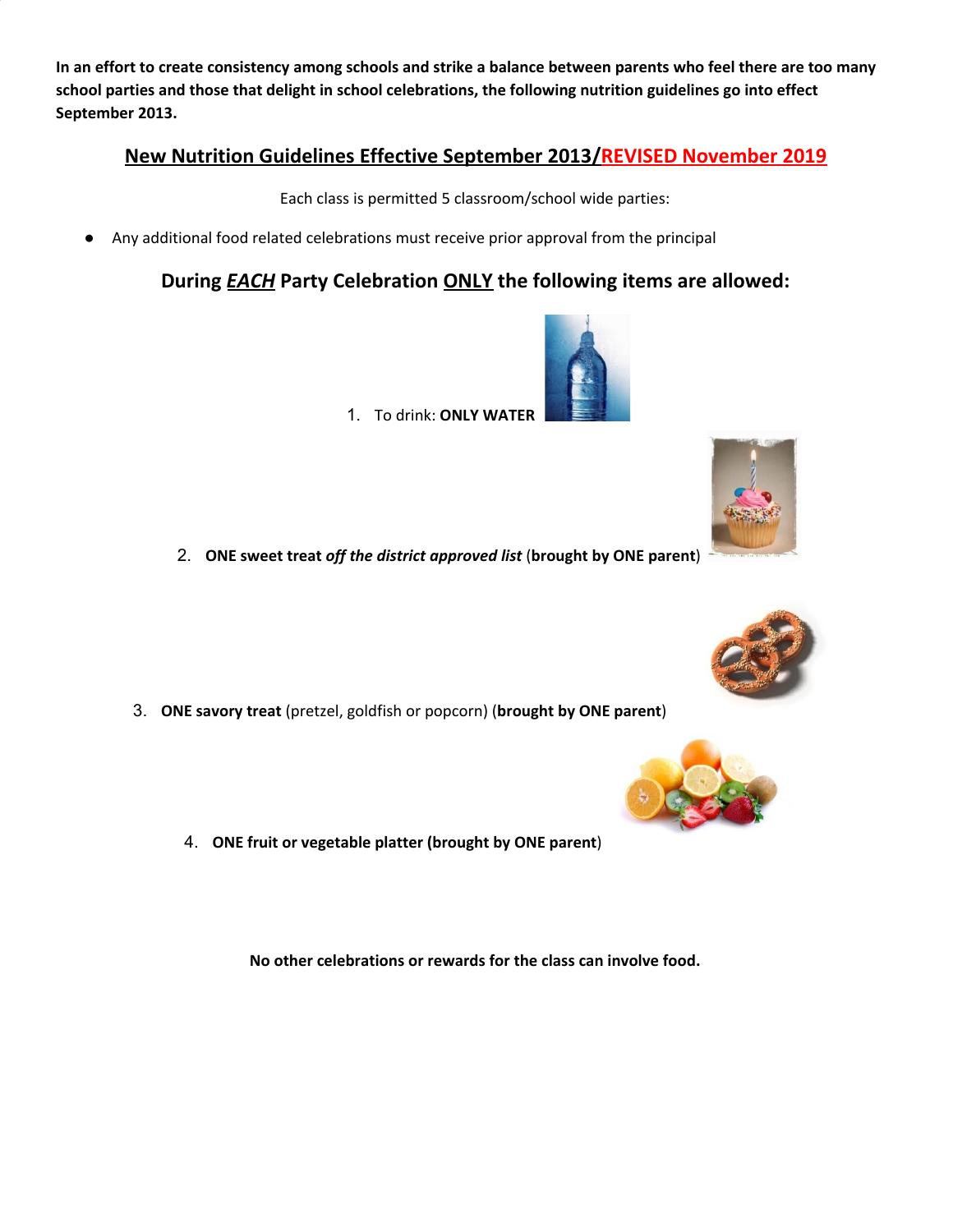**In an effort to create consistency among schools and strike a balance between parents who feel there are too many school parties and those that delight in school celebrations, the following nutrition guidelines go into effect September 2013.**

## New Nutrition Guidelines Effective September 2013/REVISED November 2019

Each class is permitted 5 classroom/school wide parties:

- Any additional food related celebrations must receive prior approval from the principal

### During ***EACH*** Party Celebration ONLY the following items are allowed:

1. To drink: **ONLY WATER**
2. **ONE sweet treat** ***off the district approved list*** (**brought by ONE parent**)
3. **ONE savory treat** (pretzel, goldfish or popcorn) (**brought by ONE parent**)
4. **ONE fruit or vegetable platter (brought by ONE parent**)

**No other celebrations or rewards for the class can involve food.**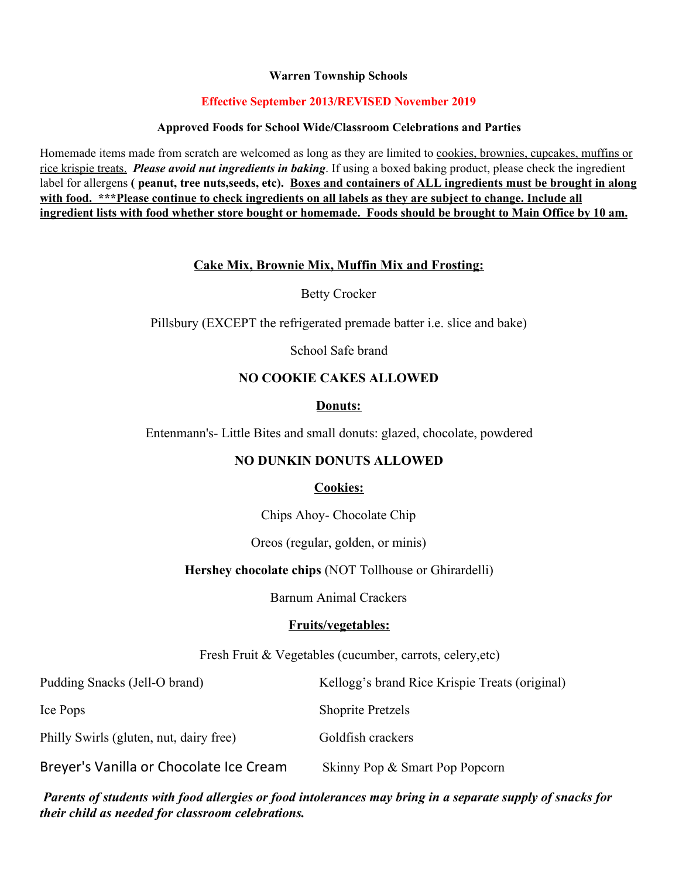**Warren Township Schools**

**Effective September 2013/REVISED November 2019**

**Approved Foods for School Wide/Classroom Celebrations and Parties**

Homemade items made from scratch are welcomed as long as they are limited to cookies, brownies, cupcakes, muffins or rice krispie treats. ***Please avoid nut ingredients in baking***. If using a boxed baking product, please check the ingredient label for allergens **( peanut, tree nuts,seeds, etc). Boxes and containers of ALL ingredients must be brought in along with food. \*\*\*Please continue to check ingredients on all labels as they are subject to change. Include all ingredient lists with food whether store bought or homemade. Foods should be brought to Main Office by 10 am.**

**Cake Mix, Brownie Mix, Muffin Mix and Frosting:**

Betty Crocker

Pillsbury (EXCEPT the refrigerated premade batter i.e. slice and bake)

School Safe brand

**NO COOKIE CAKES ALLOWED**

**Donuts:**

Entenmann's- Little Bites and small donuts: glazed, chocolate, powdered

**NO DUNKIN DONUTS ALLOWED**

**Cookies:**

Chips Ahoy- Chocolate Chip

Oreos (regular, golden, or minis)

**Hershey chocolate chips** (NOT Tollhouse or Ghirardelli)

Barnum Animal Crackers

**Fruits/vegetables:**

Fresh Fruit & Vegetables (cucumber, carrots, celery,etc)

Pudding Snacks (Jell-O brand)

Ice Pops

Philly Swirls (gluten, nut, dairy free)

Breyer's Vanilla or Chocolate Ice Cream

Kellogg's brand Rice Krispie Treats (original)

Shoprite Pretzels

Goldfish crackers

Skinny Pop & Smart Pop Popcorn

***Parents of students with food allergies or food intolerances may bring in a separate supply of snacks for their child as needed for classroom celebrations.***